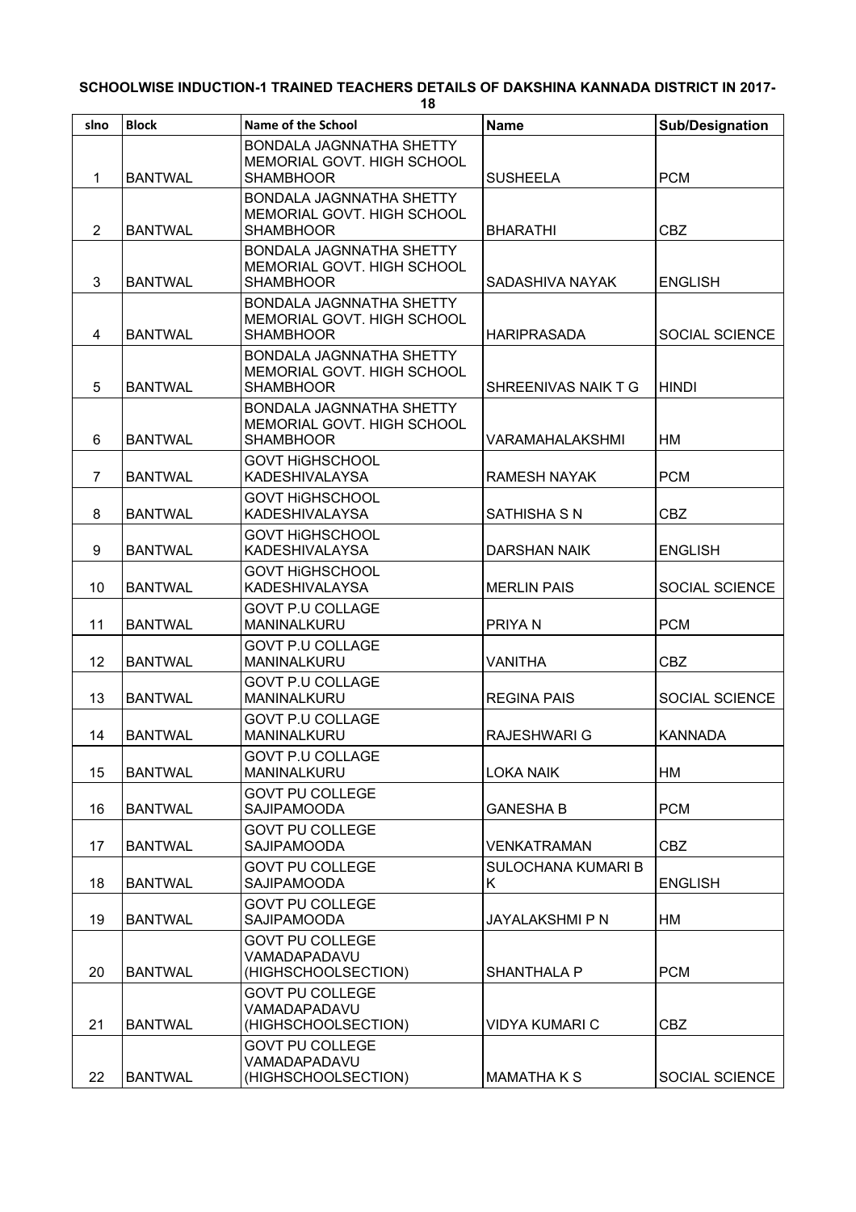**SCHOOLWISE INDUCTION-1 TRAINED TEACHERS DETAILS OF DAKSHINA KANNADA DISTRICT IN 2017-18**

| slno | Block | Name of the School | Name | Sub/Designation |
|---|---|---|---|---|
| 1 | BANTWAL | BONDALA JAGNNATHA SHETTY MEMORIAL GOVT. HIGH SCHOOL SHAMBHOOR | SUSHEELA | PCM |
| 2 | BANTWAL | BONDALA JAGNNATHA SHETTY MEMORIAL GOVT. HIGH SCHOOL SHAMBHOOR | BHARATHI | CBZ |
| 3 | BANTWAL | BONDALA JAGNNATHA SHETTY MEMORIAL GOVT. HIGH SCHOOL SHAMBHOOR | SADASHIVA NAYAK | ENGLISH |
| 4 | BANTWAL | BONDALA JAGNNATHA SHETTY MEMORIAL GOVT. HIGH SCHOOL SHAMBHOOR | HARIPRASADA | SOCIAL SCIENCE |
| 5 | BANTWAL | BONDALA JAGNNATHA SHETTY MEMORIAL GOVT. HIGH SCHOOL SHAMBHOOR | SHREENIVAS NAIK T G | HINDI |
| 6 | BANTWAL | BONDALA JAGNNATHA SHETTY MEMORIAL GOVT. HIGH SCHOOL SHAMBHOOR | VARAMAHALAKSHMI | HM |
| 7 | BANTWAL | GOVT HiGHSCHOOL KADESHIVALAYSA | RAMESH NAYAK | PCM |
| 8 | BANTWAL | GOVT HiGHSCHOOL KADESHIVALAYSA | SATHISHA S N | CBZ |
| 9 | BANTWAL | GOVT HiGHSCHOOL KADESHIVALAYSA | DARSHAN NAIK | ENGLISH |
| 10 | BANTWAL | GOVT HiGHSCHOOL KADESHIVALAYSA | MERLIN PAIS | SOCIAL SCIENCE |
| 11 | BANTWAL | GOVT P.U COLLAGE MANINALKURU | PRIYA N | PCM |
| 12 | BANTWAL | GOVT P.U COLLAGE MANINALKURU | VANITHA | CBZ |
| 13 | BANTWAL | GOVT P.U COLLAGE MANINALKURU | REGINA PAIS | SOCIAL SCIENCE |
| 14 | BANTWAL | GOVT P.U COLLAGE MANINALKURU | RAJESHWARI G | KANNADA |
| 15 | BANTWAL | GOVT P.U COLLAGE MANINALKURU | LOKA NAIK | HM |
| 16 | BANTWAL | GOVT PU COLLEGE SAJIPAMOODA | GANESHA B | PCM |
| 17 | BANTWAL | GOVT PU COLLEGE SAJIPAMOODA | VENKATRAMAN | CBZ |
| 18 | BANTWAL | GOVT PU COLLEGE SAJIPAMOODA | SULOCHANA KUMARI B K | ENGLISH |
| 19 | BANTWAL | GOVT PU COLLEGE SAJIPAMOODA | JAYALAKSHMI P N | HM |
| 20 | BANTWAL | GOVT PU COLLEGE VAMADAPADAVU (HIGHSCHOOLSECTION) | SHANTHALA P | PCM |
| 21 | BANTWAL | GOVT PU COLLEGE VAMADAPADAVU (HIGHSCHOOLSECTION) | VIDYA KUMARI C | CBZ |
| 22 | BANTWAL | GOVT PU COLLEGE VAMADAPADAVU (HIGHSCHOOLSECTION) | MAMATHA K S | SOCIAL SCIENCE |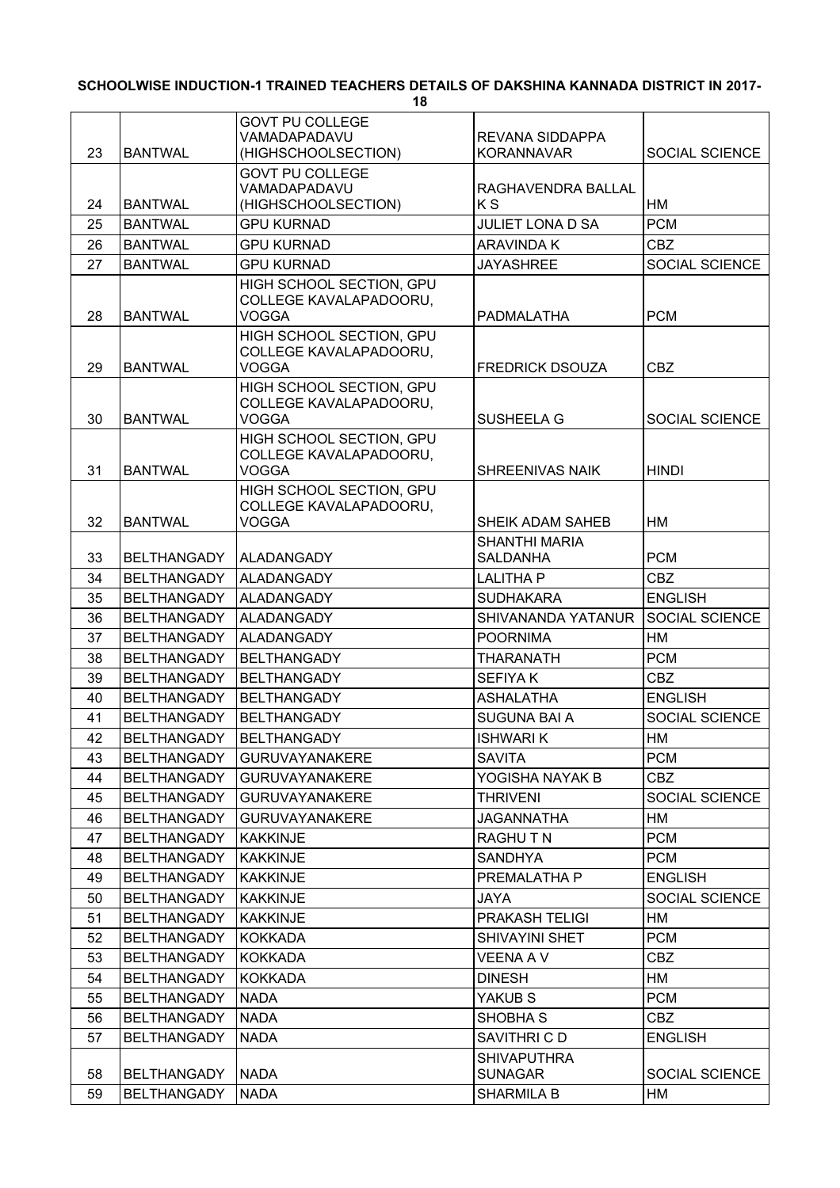**SCHOOLWISE INDUCTION-1 TRAINED TEACHERS DETAILS OF DAKSHINA KANNADA DISTRICT IN 2017-18**

| | | | | |
|---|---|---|---|---|
| 23 | BANTWAL | GOVT PU COLLEGE VAMADAPADAVU (HIGHSCHOOLSECTION) | REVANA SIDDAPPA KORANNAVAR | SOCIAL SCIENCE |
| 24 | BANTWAL | GOVT PU COLLEGE VAMADAPADAVU (HIGHSCHOOLSECTION) | RAGHAVENDRA BALLAL K S | HM |
| 25 | BANTWAL | GPU KURNAD | JULIET LONA D SA | PCM |
| 26 | BANTWAL | GPU KURNAD | ARAVINDA K | CBZ |
| 27 | BANTWAL | GPU KURNAD | JAYASHREE | SOCIAL SCIENCE |
| 28 | BANTWAL | HIGH SCHOOL SECTION, GPU COLLEGE KAVALAPADOORU, VOGGA | PADMALATHA | PCM |
| 29 | BANTWAL | HIGH SCHOOL SECTION, GPU COLLEGE KAVALAPADOORU, VOGGA | FREDRICK DSOUZA | CBZ |
| 30 | BANTWAL | HIGH SCHOOL SECTION, GPU COLLEGE KAVALAPADOORU, VOGGA | SUSHEELA G | SOCIAL SCIENCE |
| 31 | BANTWAL | HIGH SCHOOL SECTION, GPU COLLEGE KAVALAPADOORU, VOGGA | SHREENIVAS NAIK | HINDI |
| 32 | BANTWAL | HIGH SCHOOL SECTION, GPU COLLEGE KAVALAPADOORU, VOGGA | SHEIK ADAM SAHEB | HM |
| 33 | BELTHANGADY | ALADANGADY | SHANTHI MARIA SALDANHA | PCM |
| 34 | BELTHANGADY | ALADANGADY | LALITHA P | CBZ |
| 35 | BELTHANGADY | ALADANGADY | SUDHAKARA | ENGLISH |
| 36 | BELTHANGADY | ALADANGADY | SHIVANANDA YATANUR | SOCIAL SCIENCE |
| 37 | BELTHANGADY | ALADANGADY | POORNIMA | HM |
| 38 | BELTHANGADY | BELTHANGADY | THARANATH | PCM |
| 39 | BELTHANGADY | BELTHANGADY | SEFIYA K | CBZ |
| 40 | BELTHANGADY | BELTHANGADY | ASHALATHA | ENGLISH |
| 41 | BELTHANGADY | BELTHANGADY | SUGUNA BAI A | SOCIAL SCIENCE |
| 42 | BELTHANGADY | BELTHANGADY | ISHWARI K | HM |
| 43 | BELTHANGADY | GURUVAYANAKERE | SAVITA | PCM |
| 44 | BELTHANGADY | GURUVAYANAKERE | YOGISHA NAYAK B | CBZ |
| 45 | BELTHANGADY | GURUVAYANAKERE | THRIVENI | SOCIAL SCIENCE |
| 46 | BELTHANGADY | GURUVAYANAKERE | JAGANNATHA | HM |
| 47 | BELTHANGADY | KAKKINJE | RAGHU T N | PCM |
| 48 | BELTHANGADY | KAKKINJE | SANDHYA | PCM |
| 49 | BELTHANGADY | KAKKINJE | PREMALATHA P | ENGLISH |
| 50 | BELTHANGADY | KAKKINJE | JAYA | SOCIAL SCIENCE |
| 51 | BELTHANGADY | KAKKINJE | PRAKASH TELIGI | HM |
| 52 | BELTHANGADY | KOKKADA | SHIVAYINI SHET | PCM |
| 53 | BELTHANGADY | KOKKADA | VEENA A V | CBZ |
| 54 | BELTHANGADY | KOKKADA | DINESH | HM |
| 55 | BELTHANGADY | NADA | YAKUB S | PCM |
| 56 | BELTHANGADY | NADA | SHOBHA S | CBZ |
| 57 | BELTHANGADY | NADA | SAVITHRI C D | ENGLISH |
| 58 | BELTHANGADY | NADA | SHIVAPUTHRA SUNAGAR | SOCIAL SCIENCE |
| 59 | BELTHANGADY | NADA | SHARMILA B | HM |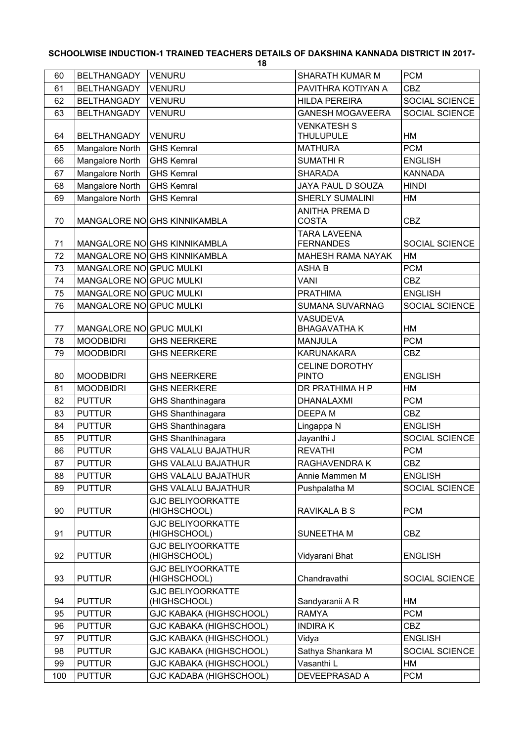**SCHOOLWISE INDUCTION-1 TRAINED TEACHERS DETAILS OF DAKSHINA KANNADA DISTRICT IN 2017-18**

| | | | | |
|---|---|---|---|---|
| 60 | BELTHANGADY | VENURU | SHARATH KUMAR M | PCM |
| 61 | BELTHANGADY | VENURU | PAVITHRA KOTIYAN A | CBZ |
| 62 | BELTHANGADY | VENURU | HILDA PEREIRA | SOCIAL SCIENCE |
| 63 | BELTHANGADY | VENURU | GANESH MOGAVEERA | SOCIAL SCIENCE |
| 64 | BELTHANGADY | VENURU | VENKATESH S THULUPULE | HM |
| 65 | Mangalore North | GHS Kemral | MATHURA | PCM |
| 66 | Mangalore North | GHS Kemral | SUMATHI R | ENGLISH |
| 67 | Mangalore North | GHS Kemral | SHARADA | KANNADA |
| 68 | Mangalore North | GHS Kemral | JAYA PAUL D SOUZA | HINDI |
| 69 | Mangalore North | GHS Kemral | SHERLY SUMALINI | HM |
| 70 | MANGALORE NO | GHS KINNIKAMBLA | ANITHA PREMA D COSTA | CBZ |
| 71 | MANGALORE NO | GHS KINNIKAMBLA | TARA LAVEENA FERNANDES | SOCIAL SCIENCE |
| 72 | MANGALORE NO | GHS KINNIKAMBLA | MAHESH RAMA NAYAK | HM |
| 73 | MANGALORE NO | GPUC MULKI | ASHA B | PCM |
| 74 | MANGALORE NO | GPUC MULKI | VANI | CBZ |
| 75 | MANGALORE NO | GPUC MULKI | PRATHIMA | ENGLISH |
| 76 | MANGALORE NO | GPUC MULKI | SUMANA SUVARNAG | SOCIAL SCIENCE |
| 77 | MANGALORE NO | GPUC MULKI | VASUDEVA BHAGAVATHA K | HM |
| 78 | MOODBIDRI | GHS NEERKERE | MANJULA | PCM |
| 79 | MOODBIDRI | GHS NEERKERE | KARUNAKARA | CBZ |
| 80 | MOODBIDRI | GHS NEERKERE | CELINE DOROTHY PINTO | ENGLISH |
| 81 | MOODBIDRI | GHS NEERKERE | DR PRATHIMA H P | HM |
| 82 | PUTTUR | GHS Shanthinagara | DHANALAXMI | PCM |
| 83 | PUTTUR | GHS Shanthinagara | DEEPA M | CBZ |
| 84 | PUTTUR | GHS Shanthinagara | Lingappa N | ENGLISH |
| 85 | PUTTUR | GHS Shanthinagara | Jayanthi J | SOCIAL SCIENCE |
| 86 | PUTTUR | GHS VALALU BAJATHUR | REVATHI | PCM |
| 87 | PUTTUR | GHS VALALU BAJATHUR | RAGHAVENDRA K | CBZ |
| 88 | PUTTUR | GHS VALALU BAJATHUR | Annie Mammen M | ENGLISH |
| 89 | PUTTUR | GHS VALALU BAJATHUR | Pushpalatha M | SOCIAL SCIENCE |
| 90 | PUTTUR | GJC BELIYOORKATTE (HIGHSCHOOL) | RAVIKALA B S | PCM |
| 91 | PUTTUR | GJC BELIYOORKATTE (HIGHSCHOOL) | SUNEETHA M | CBZ |
| 92 | PUTTUR | GJC BELIYOORKATTE (HIGHSCHOOL) | Vidyarani Bhat | ENGLISH |
| 93 | PUTTUR | GJC BELIYOORKATTE (HIGHSCHOOL) | Chandravathi | SOCIAL SCIENCE |
| 94 | PUTTUR | GJC BELIYOORKATTE (HIGHSCHOOL) | Sandyaranii A R | HM |
| 95 | PUTTUR | GJC KABAKA (HIGHSCHOOL) | RAMYA | PCM |
| 96 | PUTTUR | GJC KABAKA (HIGHSCHOOL) | INDIRA K | CBZ |
| 97 | PUTTUR | GJC KABAKA (HIGHSCHOOL) | Vidya | ENGLISH |
| 98 | PUTTUR | GJC KABAKA (HIGHSCHOOL) | Sathya Shankara M | SOCIAL SCIENCE |
| 99 | PUTTUR | GJC KABAKA (HIGHSCHOOL) | Vasanthi L | HM |
| 100 | PUTTUR | GJC KADABA (HIGHSCHOOL) | DEVEEPRASAD A | PCM |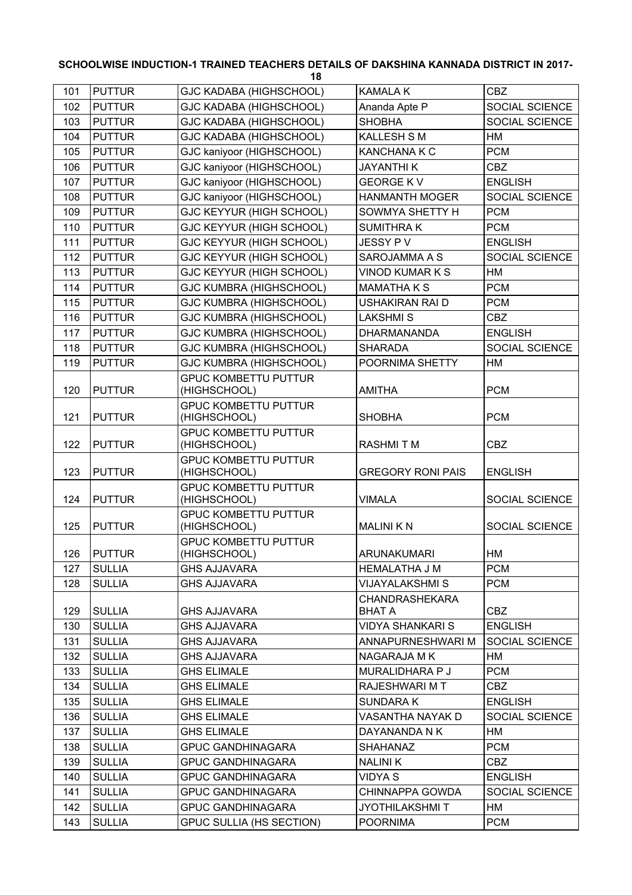**SCHOOLWISE INDUCTION-1 TRAINED TEACHERS DETAILS OF DAKSHINA KANNADA DISTRICT IN 2017-18**

| | | | | |
|---|---|---|---|---|
| 101 | PUTTUR | GJC KADABA (HIGHSCHOOL) | KAMALA K | CBZ |
| 102 | PUTTUR | GJC KADABA (HIGHSCHOOL) | Ananda Apte P | SOCIAL SCIENCE |
| 103 | PUTTUR | GJC KADABA (HIGHSCHOOL) | SHOBHA | SOCIAL SCIENCE |
| 104 | PUTTUR | GJC KADABA (HIGHSCHOOL) | KALLESH S M | HM |
| 105 | PUTTUR | GJC kaniyoor (HIGHSCHOOL) | KANCHANA K C | PCM |
| 106 | PUTTUR | GJC kaniyoor (HIGHSCHOOL) | JAYANTHI K | CBZ |
| 107 | PUTTUR | GJC kaniyoor (HIGHSCHOOL) | GEORGE K V | ENGLISH |
| 108 | PUTTUR | GJC kaniyoor (HIGHSCHOOL) | HANMANTH MOGER | SOCIAL SCIENCE |
| 109 | PUTTUR | GJC KEYYUR (HIGH SCHOOL) | SOWMYA SHETTY H | PCM |
| 110 | PUTTUR | GJC KEYYUR (HIGH SCHOOL) | SUMITHRA K | PCM |
| 111 | PUTTUR | GJC KEYYUR (HIGH SCHOOL) | JESSY P V | ENGLISH |
| 112 | PUTTUR | GJC KEYYUR (HIGH SCHOOL) | SAROJAMMA A S | SOCIAL SCIENCE |
| 113 | PUTTUR | GJC KEYYUR (HIGH SCHOOL) | VINOD KUMAR K S | HM |
| 114 | PUTTUR | GJC KUMBRA (HIGHSCHOOL) | MAMATHA K S | PCM |
| 115 | PUTTUR | GJC KUMBRA (HIGHSCHOOL) | USHAKIRAN RAI D | PCM |
| 116 | PUTTUR | GJC KUMBRA (HIGHSCHOOL) | LAKSHMI S | CBZ |
| 117 | PUTTUR | GJC KUMBRA (HIGHSCHOOL) | DHARMANANDA | ENGLISH |
| 118 | PUTTUR | GJC KUMBRA (HIGHSCHOOL) | SHARADA | SOCIAL SCIENCE |
| 119 | PUTTUR | GJC KUMBRA (HIGHSCHOOL) | POORNIMA SHETTY | HM |
| 120 | PUTTUR | GPUC KOMBETTU PUTTUR (HIGHSCHOOL) | AMITHA | PCM |
| 121 | PUTTUR | GPUC KOMBETTU PUTTUR (HIGHSCHOOL) | SHOBHA | PCM |
| 122 | PUTTUR | GPUC KOMBETTU PUTTUR (HIGHSCHOOL) | RASHMI T M | CBZ |
| 123 | PUTTUR | GPUC KOMBETTU PUTTUR (HIGHSCHOOL) | GREGORY RONI PAIS | ENGLISH |
| 124 | PUTTUR | GPUC KOMBETTU PUTTUR (HIGHSCHOOL) | VIMALA | SOCIAL SCIENCE |
| 125 | PUTTUR | GPUC KOMBETTU PUTTUR (HIGHSCHOOL) | MALINI K N | SOCIAL SCIENCE |
| 126 | PUTTUR | GPUC KOMBETTU PUTTUR (HIGHSCHOOL) | ARUNAKUMARI | HM |
| 127 | SULLIA | GHS AJJAVARA | HEMALATHA J M | PCM |
| 128 | SULLIA | GHS AJJAVARA | VIJAYALAKSHMI S | PCM |
| 129 | SULLIA | GHS AJJAVARA | CHANDRASHEKARA BHAT A | CBZ |
| 130 | SULLIA | GHS AJJAVARA | VIDYA SHANKARI S | ENGLISH |
| 131 | SULLIA | GHS AJJAVARA | ANNAPURNESHWARI M | SOCIAL SCIENCE |
| 132 | SULLIA | GHS AJJAVARA | NAGARAJA M K | HM |
| 133 | SULLIA | GHS ELIMALE | MURALIDHARA P J | PCM |
| 134 | SULLIA | GHS ELIMALE | RAJESHWARI M T | CBZ |
| 135 | SULLIA | GHS ELIMALE | SUNDARA K | ENGLISH |
| 136 | SULLIA | GHS ELIMALE | VASANTHA NAYAK D | SOCIAL SCIENCE |
| 137 | SULLIA | GHS ELIMALE | DAYANANDA N K | HM |
| 138 | SULLIA | GPUC GANDHINAGARA | SHAHANAZ | PCM |
| 139 | SULLIA | GPUC GANDHINAGARA | NALINI K | CBZ |
| 140 | SULLIA | GPUC GANDHINAGARA | VIDYA S | ENGLISH |
| 141 | SULLIA | GPUC GANDHINAGARA | CHINNAPPA GOWDA | SOCIAL SCIENCE |
| 142 | SULLIA | GPUC GANDHINAGARA | JYOTHILAKSHMI T | HM |
| 143 | SULLIA | GPUC SULLIA (HS SECTION) | POORNIMA | PCM |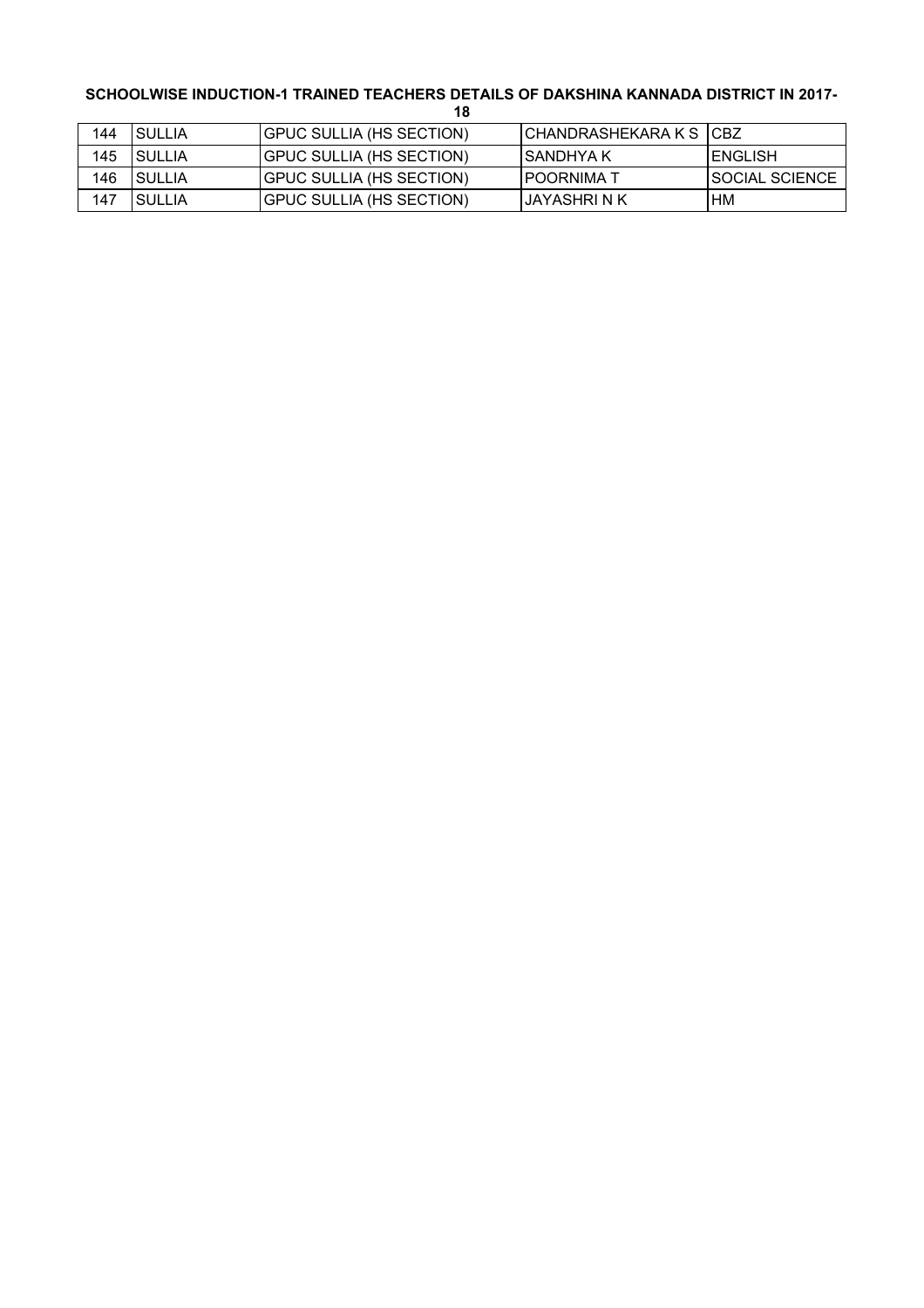**SCHOOLWISE INDUCTION-1 TRAINED TEACHERS DETAILS OF DAKSHINA KANNADA DISTRICT IN 2017-18**

| | | | | |
|---|---|---|---|---|
| 144 | SULLIA | GPUC SULLIA (HS SECTION) | CHANDRASHEKARA K S | CBZ |
| 145 | SULLIA | GPUC SULLIA (HS SECTION) | SANDHYA K | ENGLISH |
| 146 | SULLIA | GPUC SULLIA (HS SECTION) | POORNIMA T | SOCIAL SCIENCE |
| 147 | SULLIA | GPUC SULLIA (HS SECTION) | JAYASHRI N K | HM |